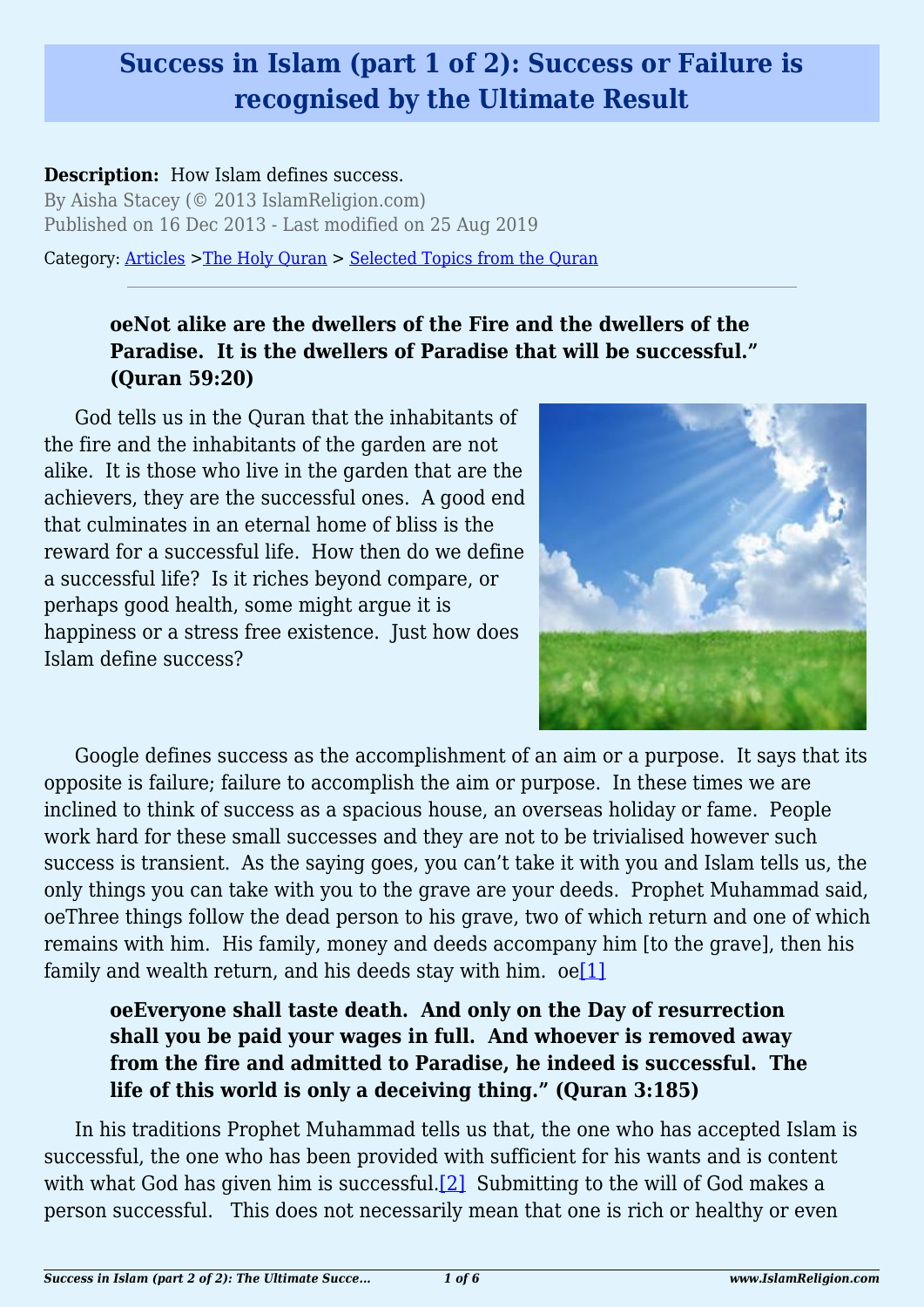# Success in Islam (part 1 of 2): Success or Failure is recognised by the Ultimate Result

**Description:** How Islam defines success.

By Aisha Stacey (© 2013 IslamReligion.com)

Published on 16 Dec 2013 - Last modified on 25 Aug 2019

Category: Articles >The Holy Quran > Selected Topics from the Quran

> **oeNot alike are the dwellers of the Fire and the dwellers of the Paradise. It is the dwellers of Paradise that will be successful." (Quran 59:20)**

God tells us in the Quran that the inhabitants of the fire and the inhabitants of the garden are not alike. It is those who live in the garden that are the achievers, they are the successful ones. A good end that culminates in an eternal home of bliss is the reward for a successful life. How then do we define a successful life? Is it riches beyond compare, or perhaps good health, some might argue it is happiness or a stress free existence. Just how does Islam define success?

Google defines success as the accomplishment of an aim or a purpose. It says that its opposite is failure; failure to accomplish the aim or purpose. In these times we are inclined to think of success as a spacious house, an overseas holiday or fame. People work hard for these small successes and they are not to be trivialised however such success is transient. As the saying goes, you can't take it with you and Islam tells us, the only things you can take with you to the grave are your deeds. Prophet Muhammad said, oeThree things follow the dead person to his grave, two of which return and one of which remains with him. His family, money and deeds accompany him [to the grave], then his family and wealth return, and his deeds stay with him. oe[1]

> **oeEveryone shall taste death. And only on the Day of resurrection shall you be paid your wages in full. And whoever is removed away from the fire and admitted to Paradise, he indeed is successful. The life of this world is only a deceiving thing." (Quran 3:185)**

In his traditions Prophet Muhammad tells us that, the one who has accepted Islam is successful, the one who has been provided with sufficient for his wants and is content with what God has given him is successful.[2] Submitting to the will of God makes a person successful. This does not necessarily mean that one is rich or healthy or even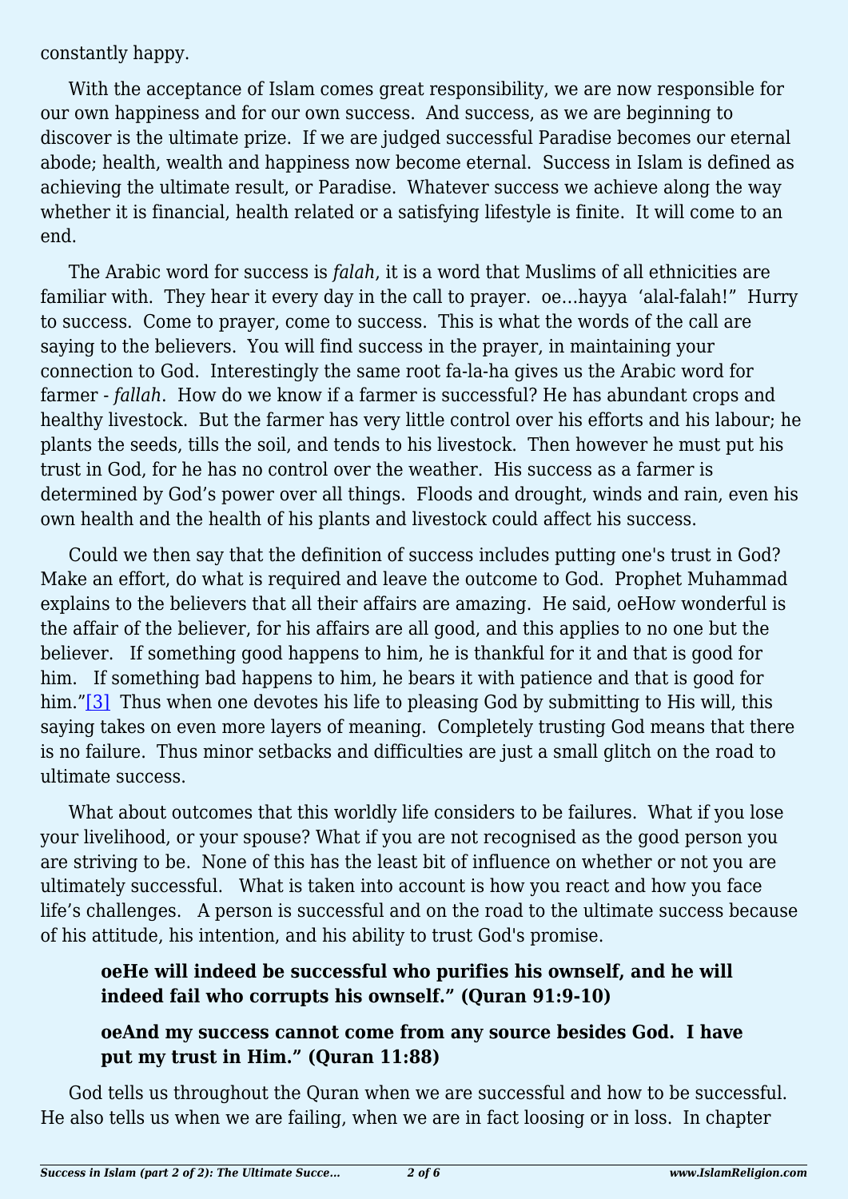constantly happy.

With the acceptance of Islam comes great responsibility, we are now responsible for our own happiness and for our own success. And success, as we are beginning to discover is the ultimate prize. If we are judged successful Paradise becomes our eternal abode; health, wealth and happiness now become eternal. Success in Islam is defined as achieving the ultimate result, or Paradise. Whatever success we achieve along the way whether it is financial, health related or a satisfying lifestyle is finite. It will come to an end.

The Arabic word for success is *falah*, it is a word that Muslims of all ethnicities are familiar with. They hear it every day in the call to prayer. oe…hayya 'alal-falah!" Hurry to success. Come to prayer, come to success. This is what the words of the call are saying to the believers. You will find success in the prayer, in maintaining your connection to God. Interestingly the same root fa-la-ha gives us the Arabic word for farmer - *fallah*. How do we know if a farmer is successful? He has abundant crops and healthy livestock. But the farmer has very little control over his efforts and his labour; he plants the seeds, tills the soil, and tends to his livestock. Then however he must put his trust in God, for he has no control over the weather. His success as a farmer is determined by God's power over all things. Floods and drought, winds and rain, even his own health and the health of his plants and livestock could affect his success.

Could we then say that the definition of success includes putting one's trust in God? Make an effort, do what is required and leave the outcome to God. Prophet Muhammad explains to the believers that all their affairs are amazing. He said, oeHow wonderful is the affair of the believer, for his affairs are all good, and this applies to no one but the believer. If something good happens to him, he is thankful for it and that is good for him. If something bad happens to him, he bears it with patience and that is good for him."[3] Thus when one devotes his life to pleasing God by submitting to His will, this saying takes on even more layers of meaning. Completely trusting God means that there is no failure. Thus minor setbacks and difficulties are just a small glitch on the road to ultimate success.

What about outcomes that this worldly life considers to be failures. What if you lose your livelihood, or your spouse? What if you are not recognised as the good person you are striving to be. None of this has the least bit of influence on whether or not you are ultimately successful. What is taken into account is how you react and how you face life's challenges. A person is successful and on the road to the ultimate success because of his attitude, his intention, and his ability to trust God's promise.

> **oeHe will indeed be successful who purifies his ownself, and he will indeed fail who corrupts his ownself." (Quran 91:9-10)**
>
> **oeAnd my success cannot come from any source besides God. I have put my trust in Him." (Quran 11:88)**

God tells us throughout the Quran when we are successful and how to be successful. He also tells us when we are failing, when we are in fact loosing or in loss. In chapter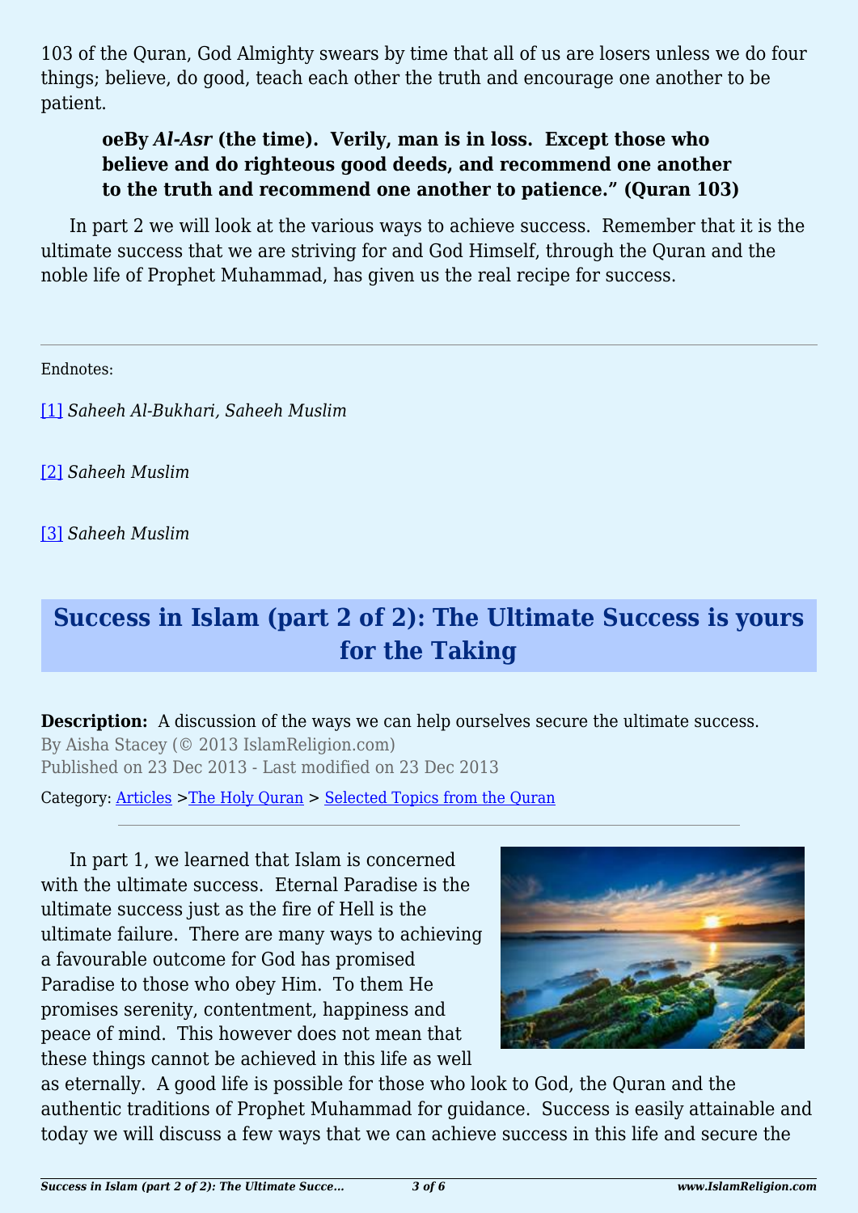103 of the Quran, God Almighty swears by time that all of us are losers unless we do four things; believe, do good, teach each other the truth and encourage one another to be patient.

> **oeBy *Al-Asr* (the time).  Verily, man is in loss.  Except those who believe and do righteous good deeds, and recommend one another to the truth and recommend one another to patience." (Quran 103)**

In part 2 we will look at the various ways to achieve success.  Remember that it is the ultimate success that we are striving for and God Himself, through the Quran and the noble life of Prophet Muhammad, has given us the real recipe for success.

---

Endnotes:

[1] *Saheeh Al-Bukhari, Saheeh Muslim*

[2] *Saheeh Muslim*

[3] *Saheeh Muslim*

## Success in Islam (part 2 of 2): The Ultimate Success is yours for the Taking

**Description:** A discussion of the ways we can help ourselves secure the ultimate success.
By Aisha Stacey (© 2013 IslamReligion.com)
Published on 23 Dec 2013 - Last modified on 23 Dec 2013

Category: Articles >The Holy Quran > Selected Topics from the Quran

---

In part 1, we learned that Islam is concerned with the ultimate success.  Eternal Paradise is the ultimate success just as the fire of Hell is the ultimate failure.  There are many ways to achieving a favourable outcome for God has promised Paradise to those who obey Him.  To them He promises serenity, contentment, happiness and peace of mind.  This however does not mean that these things cannot be achieved in this life as well as eternally.  A good life is possible for those who look to God, the Quran and the authentic traditions of Prophet Muhammad for guidance.  Success is easily attainable and today we will discuss a few ways that we can achieve success in this life and secure the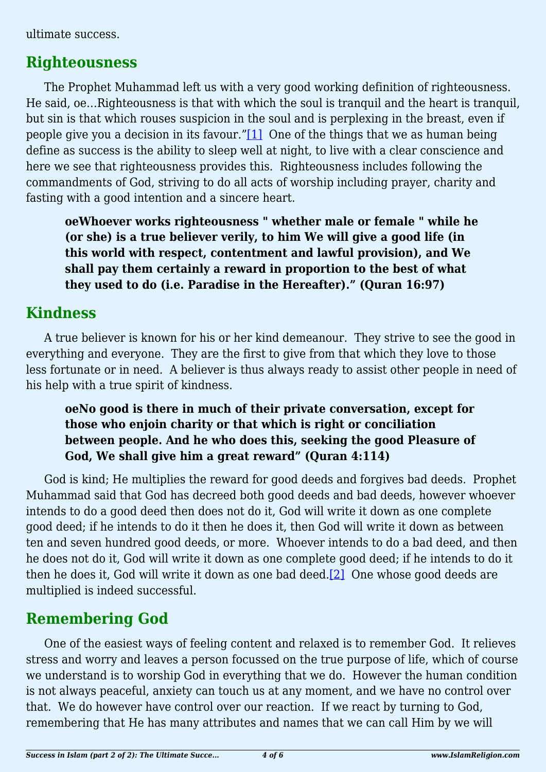ultimate success.

## Righteousness

The Prophet Muhammad left us with a very good working definition of righteousness. He said, oe…Righteousness is that with which the soul is tranquil and the heart is tranquil, but sin is that which rouses suspicion in the soul and is perplexing in the breast, even if people give you a decision in its favour."[1] One of the things that we as human being define as success is the ability to sleep well at night, to live with a clear conscience and here we see that righteousness provides this. Righteousness includes following the commandments of God, striving to do all acts of worship including prayer, charity and fasting with a good intention and a sincere heart.

> **oeWhoever works righteousness " whether male or female " while he (or she) is a true believer verily, to him We will give a good life (in this world with respect, contentment and lawful provision), and We shall pay them certainly a reward in proportion to the best of what they used to do (i.e. Paradise in the Hereafter)." (Quran 16:97)**

## Kindness

A true believer is known for his or her kind demeanour. They strive to see the good in everything and everyone. They are the first to give from that which they love to those less fortunate or in need. A believer is thus always ready to assist other people in need of his help with a true spirit of kindness.

> **oeNo good is there in much of their private conversation, except for those who enjoin charity or that which is right or conciliation between people. And he who does this, seeking the good Pleasure of God, We shall give him a great reward" (Quran 4:114)**

God is kind; He multiplies the reward for good deeds and forgives bad deeds. Prophet Muhammad said that God has decreed both good deeds and bad deeds, however whoever intends to do a good deed then does not do it, God will write it down as one complete good deed; if he intends to do it then he does it, then God will write it down as between ten and seven hundred good deeds, or more. Whoever intends to do a bad deed, and then he does not do it, God will write it down as one complete good deed; if he intends to do it then he does it, God will write it down as one bad deed.[2] One whose good deeds are multiplied is indeed successful.

## Remembering God

One of the easiest ways of feeling content and relaxed is to remember God. It relieves stress and worry and leaves a person focussed on the true purpose of life, which of course we understand is to worship God in everything that we do. However the human condition is not always peaceful, anxiety can touch us at any moment, and we have no control over that. We do however have control over our reaction. If we react by turning to God, remembering that He has many attributes and names that we can call Him by we will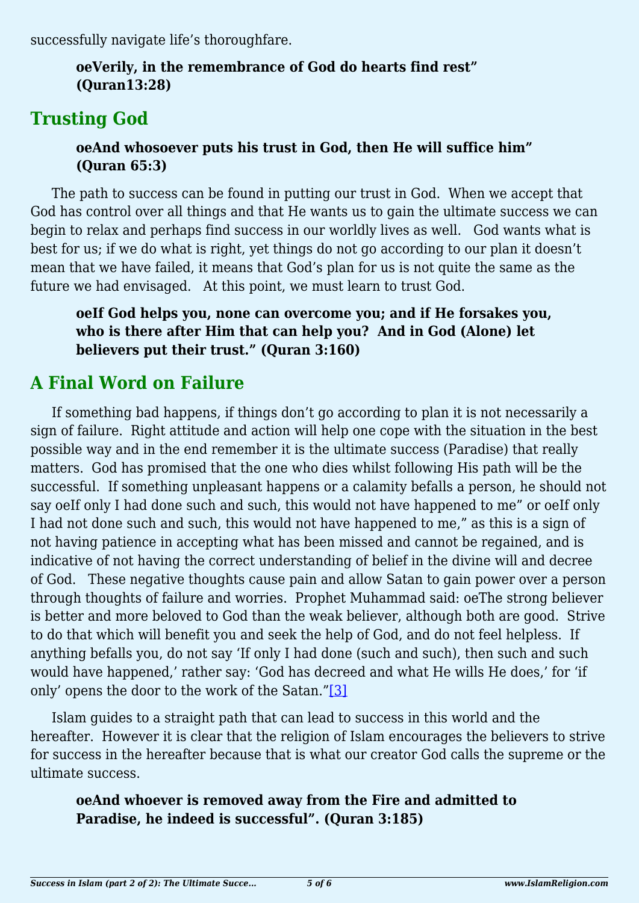successfully navigate life’s thoroughfare.

> **oeVerily, in the remembrance of God do hearts find rest” (Quran13:28)**

## Trusting God

> **oeAnd whosoever puts his trust in God, then He will suffice him” (Quran 65:3)**

The path to success can be found in putting our trust in God. When we accept that God has control over all things and that He wants us to gain the ultimate success we can begin to relax and perhaps find success in our worldly lives as well. God wants what is best for us; if we do what is right, yet things do not go according to our plan it doesn’t mean that we have failed, it means that God’s plan for us is not quite the same as the future we had envisaged. At this point, we must learn to trust God.

> **oeIf God helps you, none can overcome you; and if He forsakes you, who is there after Him that can help you? And in God (Alone) let believers put their trust.” (Quran 3:160)**

## A Final Word on Failure

If something bad happens, if things don’t go according to plan it is not necessarily a sign of failure. Right attitude and action will help one cope with the situation in the best possible way and in the end remember it is the ultimate success (Paradise) that really matters. God has promised that the one who dies whilst following His path will be the successful. If something unpleasant happens or a calamity befalls a person, he should not say oeIf only I had done such and such, this would not have happened to me” or oeIf only I had not done such and such, this would not have happened to me,” as this is a sign of not having patience in accepting what has been missed and cannot be regained, and is indicative of not having the correct understanding of belief in the divine will and decree of God. These negative thoughts cause pain and allow Satan to gain power over a person through thoughts of failure and worries. Prophet Muhammad said: oeThe strong believer is better and more beloved to God than the weak believer, although both are good. Strive to do that which will benefit you and seek the help of God, and do not feel helpless. If anything befalls you, do not say ‘If only I had done (such and such), then such and such would have happened,’ rather say: ‘God has decreed and what He wills He does,’ for ‘if only’ opens the door to the work of the Satan.”[3]

Islam guides to a straight path that can lead to success in this world and the hereafter. However it is clear that the religion of Islam encourages the believers to strive for success in the hereafter because that is what our creator God calls the supreme or the ultimate success.

> **oeAnd whoever is removed away from the Fire and admitted to Paradise, he indeed is successful”. (Quran 3:185)**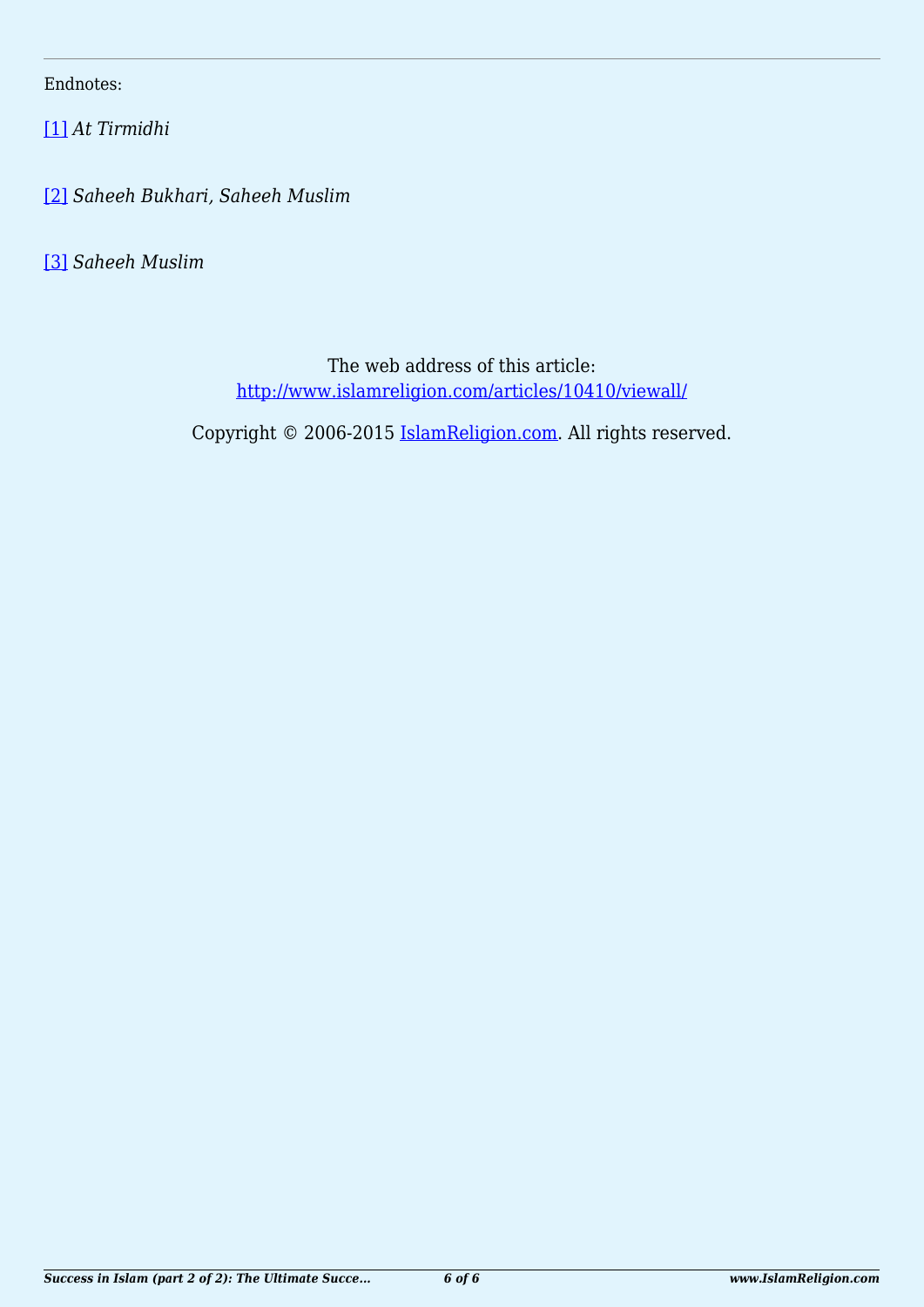Endnotes:

[1] *At Tirmidhi*

[2] *Saheeh Bukhari, Saheeh Muslim*

[3] *Saheeh Muslim*

The web address of this article:
http://www.islamreligion.com/articles/10410/viewall/

Copyright © 2006-2015 IslamReligion.com. All rights reserved.